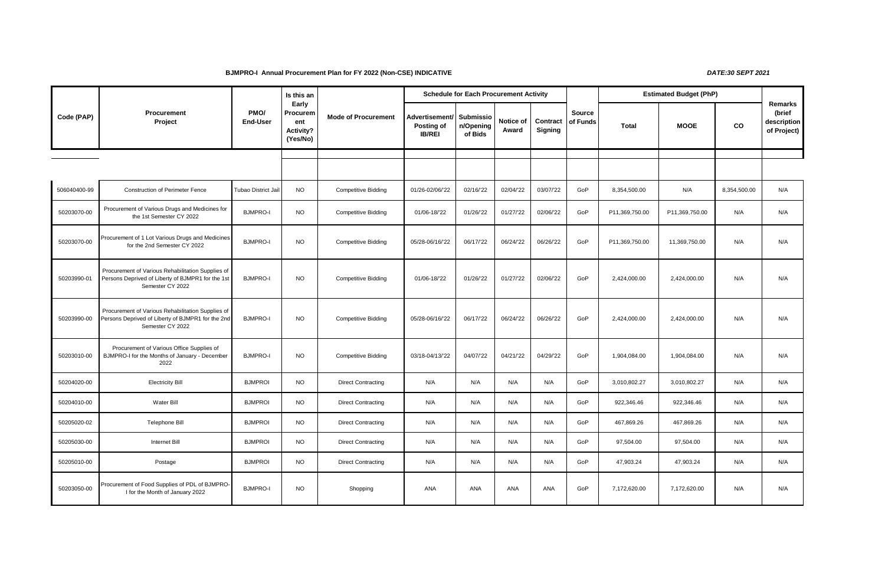**BJMPRO-I Annual Procurement Plan for FY 2022 (Non-CSE) INDICATIVE**

***DATE:30 SEPT 2021***

| Code (PAP) | Procurement Project | PMO/ End-User | Is this an Early Procurement Activity? (Yes/No) | Mode of Procurement | Schedule for Each Procurement Activity | | | | Source of Funds | Estimated Budget (PhP) | | | Remarks (brief description of Project) |
|---|---|---|---|---|---|---|---|---|---|---|---|---|---|
| | | | | | Advertisement/ Posting of IB/REI | Submission/Opening of Bids | Notice of Award | Contract Signing | | Total | MOOE | CO | |
| 506040400-99 | Construction of Perimeter Fence | Tubao District Jail | NO | Competitive Bidding | 01/26-02/06/'22 | 02/16/'22 | 02/04/'22 | 03/07/'22 | GoP | 8,354,500.00 | N/A | 8,354,500.00 | N/A |
| 50203070-00 | Procurement of Various Drugs and Medicines for the 1st Semester CY 2022 | BJMPRO-I | NO | Competitive Bidding | 01/06-18/'22 | 01/26/'22 | 01/27/'22 | 02/06/'22 | GoP | P11,369,750.00 | P11,369,750.00 | N/A | N/A |
| 50203070-00 | Procurement of 1 Lot Various Drugs and Medicines for the 2nd Semester CY 2022 | BJMPRO-I | NO | Competitive Bidding | 05/28-06/16/'22 | 06/17/'22 | 06/24/'22 | 06/26/'22 | GoP | P11,369,750.00 | 11,369,750.00 | N/A | N/A |
| 50203990-01 | Procurement of Various Rehabilitation Supplies of Persons Deprived of Liberty of BJMPR1 for the 1st Semester CY 2022 | BJMPRO-I | NO | Competitive Bidding | 01/06-18/'22 | 01/26/'22 | 01/27/'22 | 02/06/'22 | GoP | 2,424,000.00 | 2,424,000.00 | N/A | N/A |
| 50203990-00 | Procurement of Various Rehabilitation Supplies of Persons Deprived of Liberty of BJMPR1 for the 2nd Semester CY 2022 | BJMPRO-I | NO | Competitive Bidding | 05/28-06/16/'22 | 06/17/'22 | 06/24/'22 | 06/26/'22 | GoP | 2,424,000.00 | 2,424,000.00 | N/A | N/A |
| 50203010-00 | Procurement of Various Office Supplies of BJMPRO-I for the Months of January - December 2022 | BJMPRO-I | NO | Competitive Bidding | 03/18-04/13/'22 | 04/07/'22 | 04/21/'22 | 04/29/'22 | GoP | 1,904,084.00 | 1,904,084.00 | N/A | N/A |
| 50204020-00 | Electricity Bill | BJMPROI | NO | Direct Contracting | N/A | N/A | N/A | N/A | GoP | 3,010,802.27 | 3,010,802.27 | N/A | N/A |
| 50204010-00 | Water Bill | BJMPROI | NO | Direct Contracting | N/A | N/A | N/A | N/A | GoP | 922,346.46 | 922,346.46 | N/A | N/A |
| 50205020-02 | Telephone Bill | BJMPROI | NO | Direct Contracting | N/A | N/A | N/A | N/A | GoP | 467,869.26 | 467,869.26 | N/A | N/A |
| 50205030-00 | Internet Bill | BJMPROI | NO | Direct Contracting | N/A | N/A | N/A | N/A | GoP | 97,504.00 | 97,504.00 | N/A | N/A |
| 50205010-00 | Postage | BJMPROI | NO | Direct Contracting | N/A | N/A | N/A | N/A | GoP | 47,903.24 | 47,903.24 | N/A | N/A |
| 50203050-00 | Procurement of Food Supplies of PDL of BJMPRO-I for the Month of January 2022 | BJMPRO-I | NO | Shopping | ANA | ANA | ANA | ANA | GoP | 7,172,620.00 | 7,172,620.00 | N/A | N/A |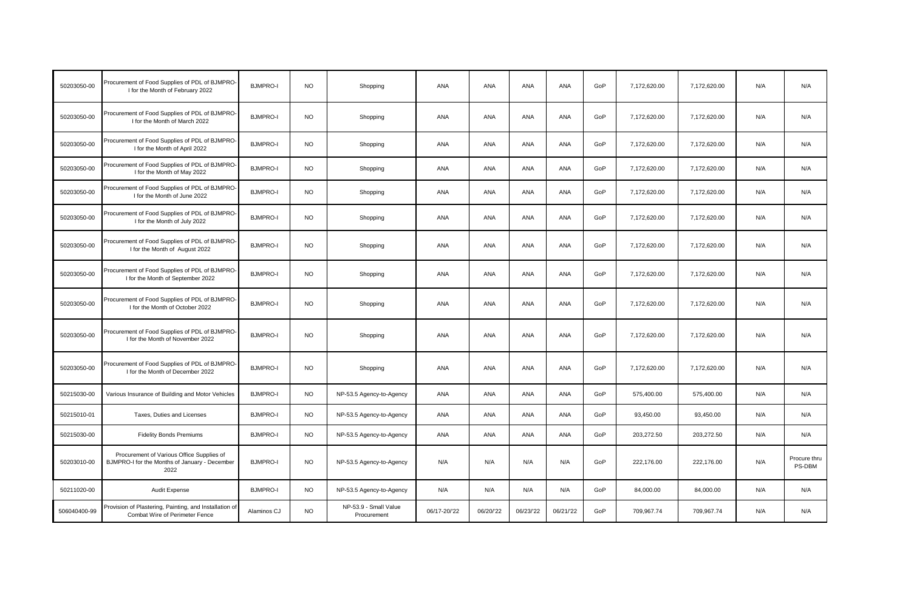| | | | | | | | | | | | | | |
|---|---|---|---|---|---|---|---|---|---|---|---|---|---|
| 50203050-00 | Procurement of Food Supplies of PDL of BJMPRO-I for the Month of February 2022 | BJMPRO-I | NO | Shopping | ANA | ANA | ANA | ANA | GoP | 7,172,620.00 | 7,172,620.00 | N/A | N/A |
| 50203050-00 | Procurement of Food Supplies of PDL of BJMPRO-I for the Month of March 2022 | BJMPRO-I | NO | Shopping | ANA | ANA | ANA | ANA | GoP | 7,172,620.00 | 7,172,620.00 | N/A | N/A |
| 50203050-00 | Procurement of Food Supplies of PDL of BJMPRO-I for the Month of April 2022 | BJMPRO-I | NO | Shopping | ANA | ANA | ANA | ANA | GoP | 7,172,620.00 | 7,172,620.00 | N/A | N/A |
| 50203050-00 | Procurement of Food Supplies of PDL of BJMPRO-I for the Month of May 2022 | BJMPRO-I | NO | Shopping | ANA | ANA | ANA | ANA | GoP | 7,172,620.00 | 7,172,620.00 | N/A | N/A |
| 50203050-00 | Procurement of Food Supplies of PDL of BJMPRO-I for the Month of June 2022 | BJMPRO-I | NO | Shopping | ANA | ANA | ANA | ANA | GoP | 7,172,620.00 | 7,172,620.00 | N/A | N/A |
| 50203050-00 | Procurement of Food Supplies of PDL of BJMPRO-I for the Month of July 2022 | BJMPRO-I | NO | Shopping | ANA | ANA | ANA | ANA | GoP | 7,172,620.00 | 7,172,620.00 | N/A | N/A |
| 50203050-00 | Procurement of Food Supplies of PDL of BJMPRO-I for the Month of August 2022 | BJMPRO-I | NO | Shopping | ANA | ANA | ANA | ANA | GoP | 7,172,620.00 | 7,172,620.00 | N/A | N/A |
| 50203050-00 | Procurement of Food Supplies of PDL of BJMPRO-I for the Month of September 2022 | BJMPRO-I | NO | Shopping | ANA | ANA | ANA | ANA | GoP | 7,172,620.00 | 7,172,620.00 | N/A | N/A |
| 50203050-00 | Procurement of Food Supplies of PDL of BJMPRO-I for the Month of October 2022 | BJMPRO-I | NO | Shopping | ANA | ANA | ANA | ANA | GoP | 7,172,620.00 | 7,172,620.00 | N/A | N/A |
| 50203050-00 | Procurement of Food Supplies of PDL of BJMPRO-I for the Month of November 2022 | BJMPRO-I | NO | Shopping | ANA | ANA | ANA | ANA | GoP | 7,172,620.00 | 7,172,620.00 | N/A | N/A |
| 50203050-00 | Procurement of Food Supplies of PDL of BJMPRO-I for the Month of December 2022 | BJMPRO-I | NO | Shopping | ANA | ANA | ANA | ANA | GoP | 7,172,620.00 | 7,172,620.00 | N/A | N/A |
| 50215030-00 | Various Insurance of Building and Motor Vehicles | BJMPRO-I | NO | NP-53.5 Agency-to-Agency | ANA | ANA | ANA | ANA | GoP | 575,400.00 | 575,400.00 | N/A | N/A |
| 50215010-01 | Taxes, Duties and Licenses | BJMPRO-I | NO | NP-53.5 Agency-to-Agency | ANA | ANA | ANA | ANA | GoP | 93,450.00 | 93,450.00 | N/A | N/A |
| 50215030-00 | Fidelity Bonds Premiums | BJMPRO-I | NO | NP-53.5 Agency-to-Agency | ANA | ANA | ANA | ANA | GoP | 203,272.50 | 203,272.50 | N/A | N/A |
| 50203010-00 | Procurement of Various Office Supplies of BJMPRO-I for the Months of January - December 2022 | BJMPRO-I | NO | NP-53.5 Agency-to-Agency | N/A | N/A | N/A | N/A | GoP | 222,176.00 | 222,176.00 | N/A | Procure thru PS-DBM |
| 50211020-00 | Audit Expense | BJMPRO-I | NO | NP-53.5 Agency-to-Agency | N/A | N/A | N/A | N/A | GoP | 84,000.00 | 84,000.00 | N/A | N/A |
| 506040400-99 | Provision of Plastering, Painting, and Installation of Combat Wire of Perimeter Fence | Alaminos CJ | NO | NP-53.9 - Small Value Procurement | 06/17-20/'22 | 06/20/'22 | 06/23/'22 | 06/21/'22 | GoP | 709,967.74 | 709,967.74 | N/A | N/A |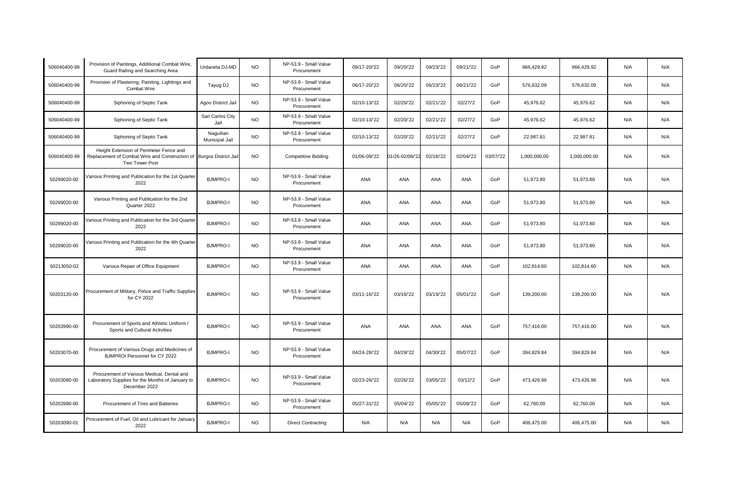| | | | | | | | | | | | | | |
|---|---|---|---|---|---|---|---|---|---|---|---|---|---|
| 506040400-99 | Provision of Paintings, Additional Combat Wire, Guard Railing and Searching Area | Urdaneta DJ-MD | NO | NP-53.9 - Small Value Procurement | 09/17-20/'22 | 09/20/'22 | 09/23/'22 | 09/21/'22 | GoP | 866,429.92 | 866,429.92 | N/A | N/A |
| 506040400-99 | Provision of Plastering, Painting, Lightings and Combat Wire | Tayug DJ | NO | NP-53.9 - Small Value Procurement | 06/17-20/'22 | 06/20/'22 | 06/23/'22 | 06/21/'22 | GoP | 576,632.09 | 576,632.09 | N/A | N/A |
| 506040400-99 | Siphoning of Septic Tank | Agoo District Jail | NO | NP-53.9 - Small Value Procurement | 02/10-13/'22 | 02/20/'22 | 02/21/'22 | 02/27/'2 | GoP | 45,976.62 | 45,976.62 | N/A | N/A |
| 506040400-99 | Siphoning of Septic Tank | San Carlos City Jail | NO | NP-53.9 - Small Value Procurement | 02/10-13/'22 | 02/20/'22 | 02/21/'22 | 02/27/'2 | GoP | 45,976.62 | 45,976.62 | N/A | N/A |
| 506040400-99 | Siphoning of Septic Tank | Naguilian Municipal Jail | NO | NP-53.9 - Small Value Procurement | 02/10-13/'22 | 02/20/'22 | 02/21/'22 | 02/27/'2 | GoP | 22,987.81 | 22,987.81 | N/A | N/A |
| 506040400-99 | Height Extension of Perimeter Fence and Replacement of Combat Wire and Construction of Two Tower Post | Burgos District Jail | NO | Competitive Bidding | 01/06-09/'22 | 01/26-02/06/'22 | 02/16/'22 | 02/04/'22 | 03/07/'22 | 1,000,000.00 | 1,000,000.00 | N/A | N/A |
| 50299020-00 | Various Printing and Publication for the 1st Quarter 2022 | BJMPRO-I | NO | NP-53.9 - Small Value Procurement | ANA | ANA | ANA | ANA | GoP | 51,973.80 | 51,973.80 | N/A | N/A |
| 50299020-00 | Various Printing and Publication for the 2nd Quarter 2022 | BJMPRO-I | NO | NP-53.9 - Small Value Procurement | ANA | ANA | ANA | ANA | GoP | 51,973.80 | 51,973.80 | N/A | N/A |
| 50299020-00 | Various Printing and Publication for the 3rd Quarter 2022 | BJMPRO-I | NO | NP-53.9 - Small Value Procurement | ANA | ANA | ANA | ANA | GoP | 51,973.80 | 51,973.80 | N/A | N/A |
| 50299020-00 | Various Printing and Publication for the 4th Quarter 2022 | BJMPRO-I | NO | NP-53.9 - Small Value Procurement | ANA | ANA | ANA | ANA | GoP | 51,973.80 | 51,973.80 | N/A | N/A |
| 50213050-02 | Various Repair of Office Equipment | BJMPRO-I | NO | NP-53.9 - Small Value Procurement | ANA | ANA | ANA | ANA | GoP | 102,814.60 | 102,814.60 | N/A | N/A |
| 50203120-00 | Procurement of Military, Police and Traffic Supplies for CY 2022 | BJMPRO-I | NO | NP-53.9 - Small Value Procurement | 03/11-16/'22 | 03/16/'22 | 03/19/'22 | 05/01/'22 | GoP | 139,200.00 | 139,200.00 | N/A | N/A |
| 50203990-00 | Procurement of Sports and Athletic Uniform / Sports and Cultural Activities | BJMPRO-I | NO | NP-53.9 - Small Value Procurement | ANA | ANA | ANA | ANA | GoP | 757,416.00 | 757,416.00 | N/A | N/A |
| 50203070-00 | Procurement of Various Drugs and Medicines of BJMPROI Personnel for CY 2022 | BJMPRO-I | NO | NP-53.9 - Small Value Procurement | 04/24-28/'22 | 04/29/'22 | 04/30/'22 | 05/07/'22 | GoP | 394,829.84 | 394,829.84 | N/A | N/A |
| 50203080-00 | Procurement of Various Medical, Dental and Laboratory Supplies for the Months of January to December 2022 | BJMPRO-I | NO | NP-53.9 - Small Value Procurement | 02/23-26/'22 | 02/26/'22 | 03/05/'22 | 03/12/'2 | GoP | 473,426.96 | 473,426.96 | N/A | N/A |
| 50203990-00 | Procurement of Tires and Batteries | BJMPRO-I | NO | NP-53.9 - Small Value Procurement | 05/27-31/'22 | 05/04/'22 | 05/05/'22 | 05/08/'22 | GoP | 62,760.00 | 62,760.00 | N/A | N/A |
| 50203090-01 | Procurement of Fuel, Oil and Lubricant for January 2022 | BJMPRO-I | NO | Direct Contracting | N/A | N/A | N/A | N/A | GoP | 406,475.00 | 406,475.00 | N/A | N/A |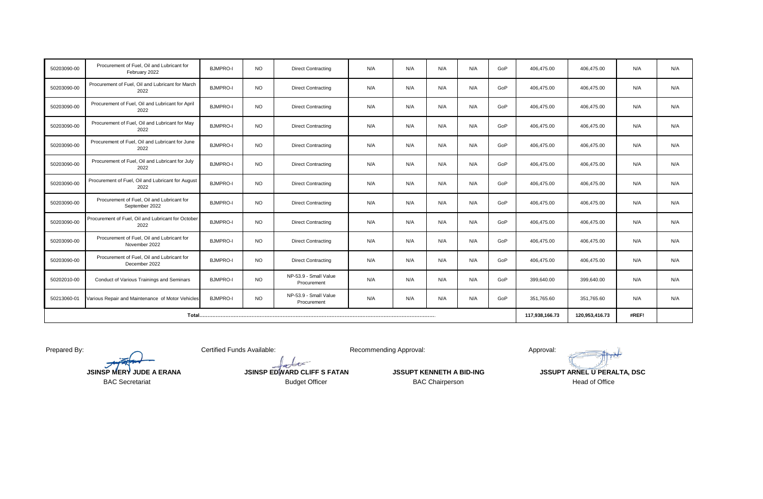| | | | | | | | | | | | | | | |
|---|---|---|---|---|---|---|---|---|---|---|---|---|---|---|
| 50203090-00 | Procurement of Fuel, Oil and Lubricant for February 2022 | BJMPRO-I | NO | Direct Contracting | N/A | N/A | N/A | N/A | GoP | 406,475.00 | 406,475.00 | N/A | N/A |
| 50203090-00 | Procurement of Fuel, Oil and Lubricant for March 2022 | BJMPRO-I | NO | Direct Contracting | N/A | N/A | N/A | N/A | GoP | 406,475.00 | 406,475.00 | N/A | N/A |
| 50203090-00 | Procurement of Fuel, Oil and Lubricant for April 2022 | BJMPRO-I | NO | Direct Contracting | N/A | N/A | N/A | N/A | GoP | 406,475.00 | 406,475.00 | N/A | N/A |
| 50203090-00 | Procurement of Fuel, Oil and Lubricant for May 2022 | BJMPRO-I | NO | Direct Contracting | N/A | N/A | N/A | N/A | GoP | 406,475.00 | 406,475.00 | N/A | N/A |
| 50203090-00 | Procurement of Fuel, Oil and Lubricant for June 2022 | BJMPRO-I | NO | Direct Contracting | N/A | N/A | N/A | N/A | GoP | 406,475.00 | 406,475.00 | N/A | N/A |
| 50203090-00 | Procurement of Fuel, Oil and Lubricant for July 2022 | BJMPRO-I | NO | Direct Contracting | N/A | N/A | N/A | N/A | GoP | 406,475.00 | 406,475.00 | N/A | N/A |
| 50203090-00 | Procurement of Fuel, Oil and Lubricant for August 2022 | BJMPRO-I | NO | Direct Contracting | N/A | N/A | N/A | N/A | GoP | 406,475.00 | 406,475.00 | N/A | N/A |
| 50203090-00 | Procurement of Fuel, Oil and Lubricant for September 2022 | BJMPRO-I | NO | Direct Contracting | N/A | N/A | N/A | N/A | GoP | 406,475.00 | 406,475.00 | N/A | N/A |
| 50203090-00 | Procurement of Fuel, Oil and Lubricant for October 2022 | BJMPRO-I | NO | Direct Contracting | N/A | N/A | N/A | N/A | GoP | 406,475.00 | 406,475.00 | N/A | N/A |
| 50203090-00 | Procurement of Fuel, Oil and Lubricant for November 2022 | BJMPRO-I | NO | Direct Contracting | N/A | N/A | N/A | N/A | GoP | 406,475.00 | 406,475.00 | N/A | N/A |
| 50203090-00 | Procurement of Fuel, Oil and Lubricant for December 2022 | BJMPRO-I | NO | Direct Contracting | N/A | N/A | N/A | N/A | GoP | 406,475.00 | 406,475.00 | N/A | N/A |
| 50202010-00 | Conduct of Various Trainings and Seminars | BJMPRO-I | NO | NP-53.9 - Small Value Procurement | N/A | N/A | N/A | N/A | GoP | 399,640.00 | 399,640.00 | N/A | N/A |
| 50213060-01 | Various Repair and Maintenance of Motor Vehicles | BJMPRO-I | NO | NP-53.9 - Small Value Procurement | N/A | N/A | N/A | N/A | GoP | 351,765.60 | 351,765.60 | N/A | N/A |
| Total.......... | | | | | | | | | | 117,938,166.73 | 120,953,416.73 | #REF! | |

Prepared By:

**JSINSP MERY JUDE A ERANA**
BAC Secretariat

Certified Funds Available:

**JSINSP EDWARD CLIFF S FATAN**
Budget Officer

Recommending Approval:

**JSSUPT KENNETH A BID-ING**
BAC Chairperson

Approval:

**JSSUPT ARNEL U PERALTA, DSC**
Head of Office